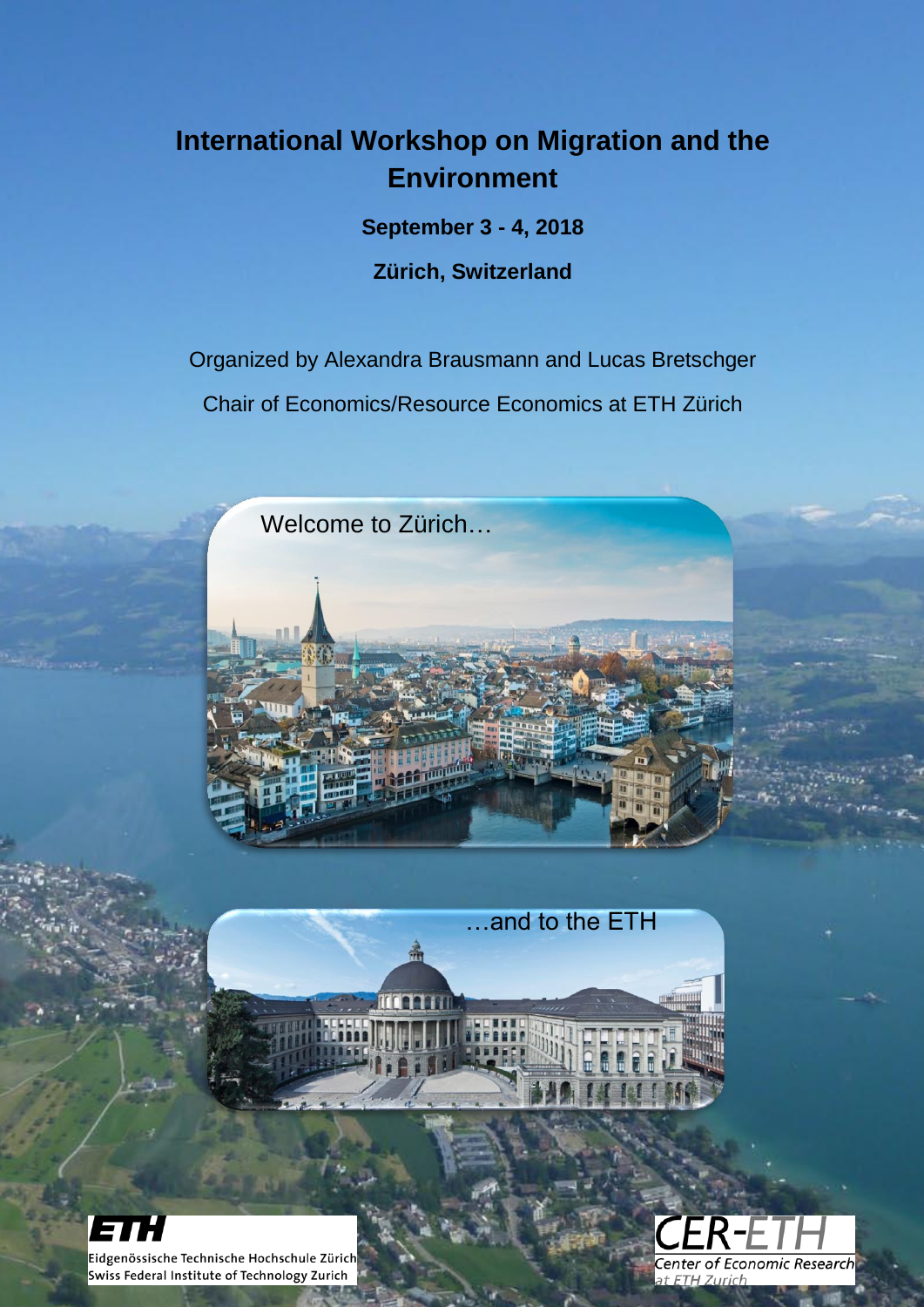# International Workshop on Migration and the Environment

**September 3 - 4, 2018**

**Zürich, Switzerland**

Organized by Alexandra Brausmann and Lucas Bretschger

Chair of Economics/Resource Economics at ETH Zürich

Welcome to Zürich…

…and to the ETH

ETH
Eidgenössische Technische Hochschule Zürich
Swiss Federal Institute of Technology Zurich

CER-ETH
Center of Economic Research at ETH Zurich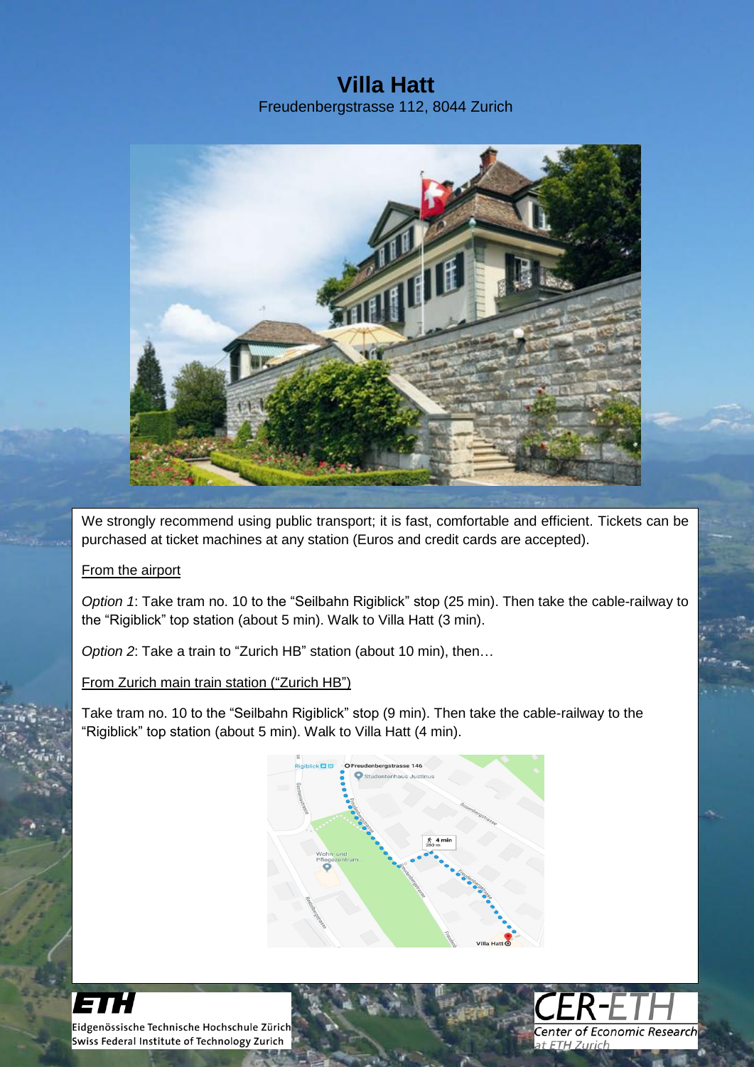# Villa Hatt

Freudenbergstrasse 112, 8044 Zurich

We strongly recommend using public transport; it is fast, comfortable and efficient. Tickets can be purchased at ticket machines at any station (Euros and credit cards are accepted).

From the airport

*Option 1*: Take tram no. 10 to the "Seilbahn Rigiblick" stop (25 min). Then take the cable-railway to the "Rigiblick" top station (about 5 min). Walk to Villa Hatt (3 min).

*Option 2*: Take a train to "Zurich HB" station (about 10 min), then…

From Zurich main train station ("Zurich HB")

Take tram no. 10 to the "Seilbahn Rigiblick" stop (9 min). Then take the cable-railway to the "Rigiblick" top station (about 5 min). Walk to Villa Hatt (4 min).

Eidgenössische Technische Hochschule Zürich
Swiss Federal Institute of Technology Zurich

CER-ETH
Center of Economic Research at ETH Zurich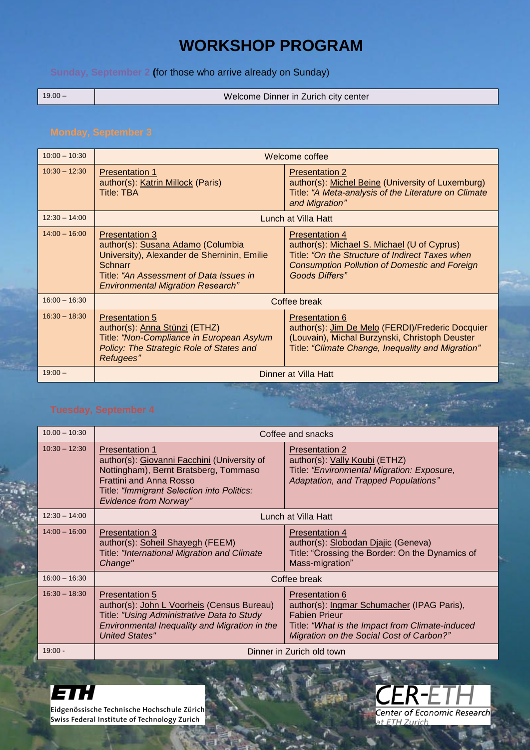# WORKSHOP PROGRAM

**Sunday, September 2** (for those who arrive already on Sunday)

| | |
|---|---|
| 19.00 – | Welcome Dinner in Zurich city center |

## Monday, September 3

| | | |
|---|---|---|
| 10:00 – 10:30 | Welcome coffee | |
| 10:30 – 12:30 | Presentation 1<br>author(s): Katrin Millock (Paris)<br>Title: TBA | Presentation 2<br>author(s): Michel Beine (University of Luxemburg)<br>Title: *"A Meta-analysis of the Literature on Climate and Migration"* |
| 12:30 – 14:00 | Lunch at Villa Hatt | |
| 14:00 – 16:00 | Presentation 3<br>author(s): Susana Adamo (Columbia University), Alexander de Sherninin, Emilie Schnarr<br>Title: *"An Assessment of Data Issues in Environmental Migration Research"* | Presentation 4<br>author(s): Michael S. Michael (U of Cyprus)<br>Title: *"On the Structure of Indirect Taxes when Consumption Pollution of Domestic and Foreign Goods Differs"* |
| 16:00 – 16:30 | Coffee break | |
| 16:30 – 18:30 | Presentation 5<br>author(s): Anna Stünzi (ETHZ)<br>Title: *"Non-Compliance in European Asylum Policy: The Strategic Role of States and Refugees"* | Presentation 6<br>author(s): Jim De Melo (FERDI)/Frederic Docquier (Louvain), Michal Burzynski, Christoph Deuster<br>Title: *"Climate Change, Inequality and Migration"* |
| 19:00 – | Dinner at Villa Hatt | |

## Tuesday, September 4

| | | |
|---|---|---|
| 10.00 – 10:30 | Coffee and snacks | |
| 10:30 – 12:30 | Presentation 1<br>author(s): Giovanni Facchini (University of Nottingham), Bernt Bratsberg, Tommaso Frattini and Anna Rosso<br>Title: *"Immigrant Selection into Politics: Evidence from Norway"* | Presentation 2<br>author(s): Vally Koubi (ETHZ)<br>Title: *"Environmental Migration: Exposure, Adaptation, and Trapped Populations"* |
| 12:30 – 14:00 | Lunch at Villa Hatt | |
| 14:00 – 16:00 | Presentation 3<br>author(s): Soheil Shayegh (FEEM)<br>Title: *"International Migration and Climate Change"* | Presentation 4<br>author(s): Slobodan Djajic (Geneva)<br>Title: "Crossing the Border: On the Dynamics of Mass-migration" |
| 16:00 – 16:30 | Coffee break | |
| 16:30 – 18:30 | Presentation 5<br>author(s): John L Voorheis (Census Bureau)<br>Title: *"Using Administrative Data to Study Environmental Inequality and Migration in the United States"* | Presentation 6<br>author(s): Ingmar Schumacher (IPAG Paris), Fabien Prieur<br>Title: *"What is the Impact from Climate-induced Migration on the Social Cost of Carbon?"* |
| 19:00 - | Dinner in Zurich old town | |

ETH
Eidgenössische Technische Hochschule Zürich
Swiss Federal Institute of Technology Zurich

CER-ETH
Center of Economic Research at ETH Zurich